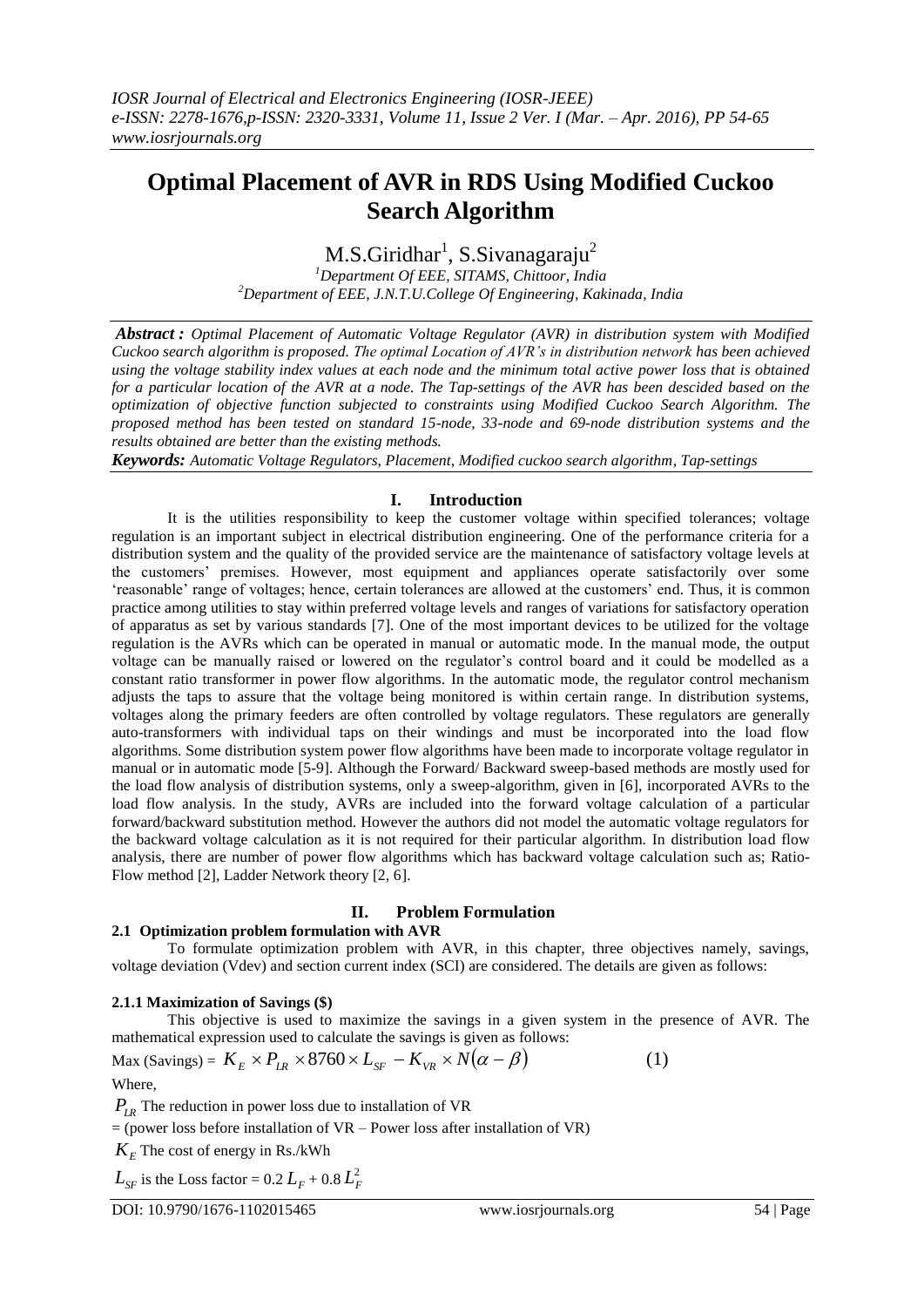# Optimal Placement of AVR in RDS Using Modified Cuckoo Search Algorithm

M.S.Giridhar[1], S.Sivanagaraju[2]

[1]Department Of EEE, SITAMS, Chittoor, India
[2]Department of EEE, J.N.T.U.College Of Engineering, Kakinada, India

***Abstract :*** *Optimal Placement of Automatic Voltage Regulator (AVR) in distribution system with Modified Cuckoo search algorithm is proposed. The optimal Location of AVR's in distribution network has been achieved using the voltage stability index values at each node and the minimum total active power loss that is obtained for a particular location of the AVR at a node. The Tap-settings of the AVR has been descided based on the optimization of objective function subjected to constraints using Modified Cuckoo Search Algorithm. The proposed method has been tested on standard 15-node, 33-node and 69-node distribution systems and the results obtained are better than the existing methods.*

***Keywords:*** *Automatic Voltage Regulators, Placement, Modified cuckoo search algorithm, Tap-settings*

## I. Introduction

It is the utilities responsibility to keep the customer voltage within specified tolerances; voltage regulation is an important subject in electrical distribution engineering. One of the performance criteria for a distribution system and the quality of the provided service are the maintenance of satisfactory voltage levels at the customers' premises. However, most equipment and appliances operate satisfactorily over some 'reasonable' range of voltages; hence, certain tolerances are allowed at the customers' end. Thus, it is common practice among utilities to stay within preferred voltage levels and ranges of variations for satisfactory operation of apparatus as set by various standards [7]. One of the most important devices to be utilized for the voltage regulation is the AVRs which can be operated in manual or automatic mode. In the manual mode, the output voltage can be manually raised or lowered on the regulator's control board and it could be modelled as a constant ratio transformer in power flow algorithms. In the automatic mode, the regulator control mechanism adjusts the taps to assure that the voltage being monitored is within certain range. In distribution systems, voltages along the primary feeders are often controlled by voltage regulators. These regulators are generally auto-transformers with individual taps on their windings and must be incorporated into the load flow algorithms. Some distribution system power flow algorithms have been made to incorporate voltage regulator in manual or in automatic mode [5-9]. Although the Forward/ Backward sweep-based methods are mostly used for the load flow analysis of distribution systems, only a sweep-algorithm, given in [6], incorporated AVRs to the load flow analysis. In the study, AVRs are included into the forward voltage calculation of a particular forward/backward substitution method. However the authors did not model the automatic voltage regulators for the backward voltage calculation as it is not required for their particular algorithm. In distribution load flow analysis, there are number of power flow algorithms which has backward voltage calculation such as; Ratio-Flow method [2], Ladder Network theory [2, 6].

## II. Problem Formulation

### 2.1 Optimization problem formulation with AVR

To formulate optimization problem with AVR, in this chapter, three objectives namely, savings, voltage deviation (Vdev) and section current index (SCI) are considered. The details are given as follows:

#### 2.1.1 Maximization of Savings ($)

This objective is used to maximize the savings in a given system in the presence of AVR. The mathematical expression used to calculate the savings is given as follows:

$$\text{Max (Savings)} = K_E \times P_{LR} \times 8760 \times L_{SF} - K_{VR} \times N(\alpha - \beta) \qquad (1)$$

Where,

$P_{LR}$ The reduction in power loss due to installation of VR

= (power loss before installation of VR – Power loss after installation of VR)

$K_E$ The cost of energy in Rs./kWh

$L_{SF}$ is the Loss factor = 0.2 $L_F$ + 0.8 $L_F^2$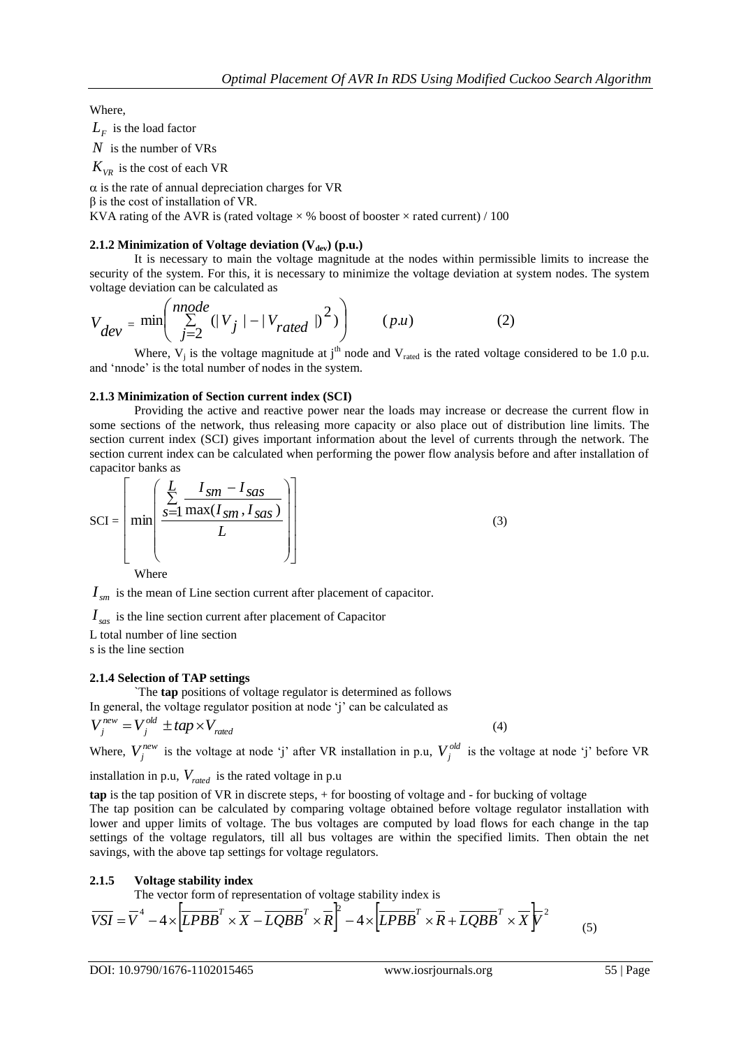Where,

$L_F$ is the load factor

$N$ is the number of VRs

$K_{VR}$ is the cost of each VR

$\alpha$ is the rate of annual depreciation charges for VR

$\beta$ is the cost of installation of VR.

KVA rating of the AVR is (rated voltage × % boost of booster × rated current) / 100

#### 2.1.2 Minimization of Voltage deviation ($V_{dev}$) (p.u.)

It is necessary to main the voltage magnitude at the nodes within permissible limits to increase the security of the system. For this, it is necessary to minimize the voltage deviation at system nodes. The system voltage deviation can be calculated as

$$V_{dev} = \min\left(\sum_{j=2}^{nnode}(|V_j| - |V_{rated}|)^2\right) \qquad (p.u) \qquad (2)$$

Where, $V_j$ is the voltage magnitude at j[th] node and $V_{rated}$ is the rated voltage considered to be 1.0 p.u. and 'nnode' is the total number of nodes in the system.

#### 2.1.3 Minimization of Section current index (SCI)

Providing the active and reactive power near the loads may increase or decrease the current flow in some sections of the network, thus releasing more capacity or also place out of distribution line limits. The section current index (SCI) gives important information about the level of currents through the network. The section current index can be calculated when performing the power flow analysis before and after installation of capacitor banks as

$$\text{SCI} = \left[\min\left(\frac{\sum_{s=1}^{L}\frac{I_{sm} - I_{sas}}{\max(I_{sm}, I_{sas})}}{L}\right)\right] \qquad (3)$$

Where

$I_{sm}$ is the mean of Line section current after placement of capacitor.

$I_{sas}$ is the line section current after placement of Capacitor

L total number of line section

s is the line section

#### 2.1.4 Selection of TAP settings

`The **tap** positions of voltage regulator is determined as follows

In general, the voltage regulator position at node 'j' can be calculated as

$$V_j^{new} = V_j^{old} \pm tap \times V_{rated} \qquad (4)$$

Where, $V_j^{new}$ is the voltage at node 'j' after VR installation in p.u, $V_j^{old}$ is the voltage at node 'j' before VR installation in p.u, $V_{rated}$ is the rated voltage in p.u

**tap** is the tap position of VR in discrete steps, + for boosting of voltage and - for bucking of voltage

The tap position can be calculated by comparing voltage obtained before voltage regulator installation with lower and upper limits of voltage. The bus voltages are computed by load flows for each change in the tap settings of the voltage regulators, till all bus voltages are within the specified limits. Then obtain the net savings, with the above tap settings for voltage regulators.

#### 2.1.5 Voltage stability index

The vector form of representation of voltage stability index is

$$\overline{VSI} = \overline{V}^4 - 4\times\left[\overline{LPBB}^T \times \overline{X} - \overline{LQBB}^T \times \overline{R}\right]^2 - 4\times\left[\overline{LPBB}^T \times \overline{R} + \overline{LQBB}^T \times \overline{X}\right]\overline{V}^2 \qquad (5)$$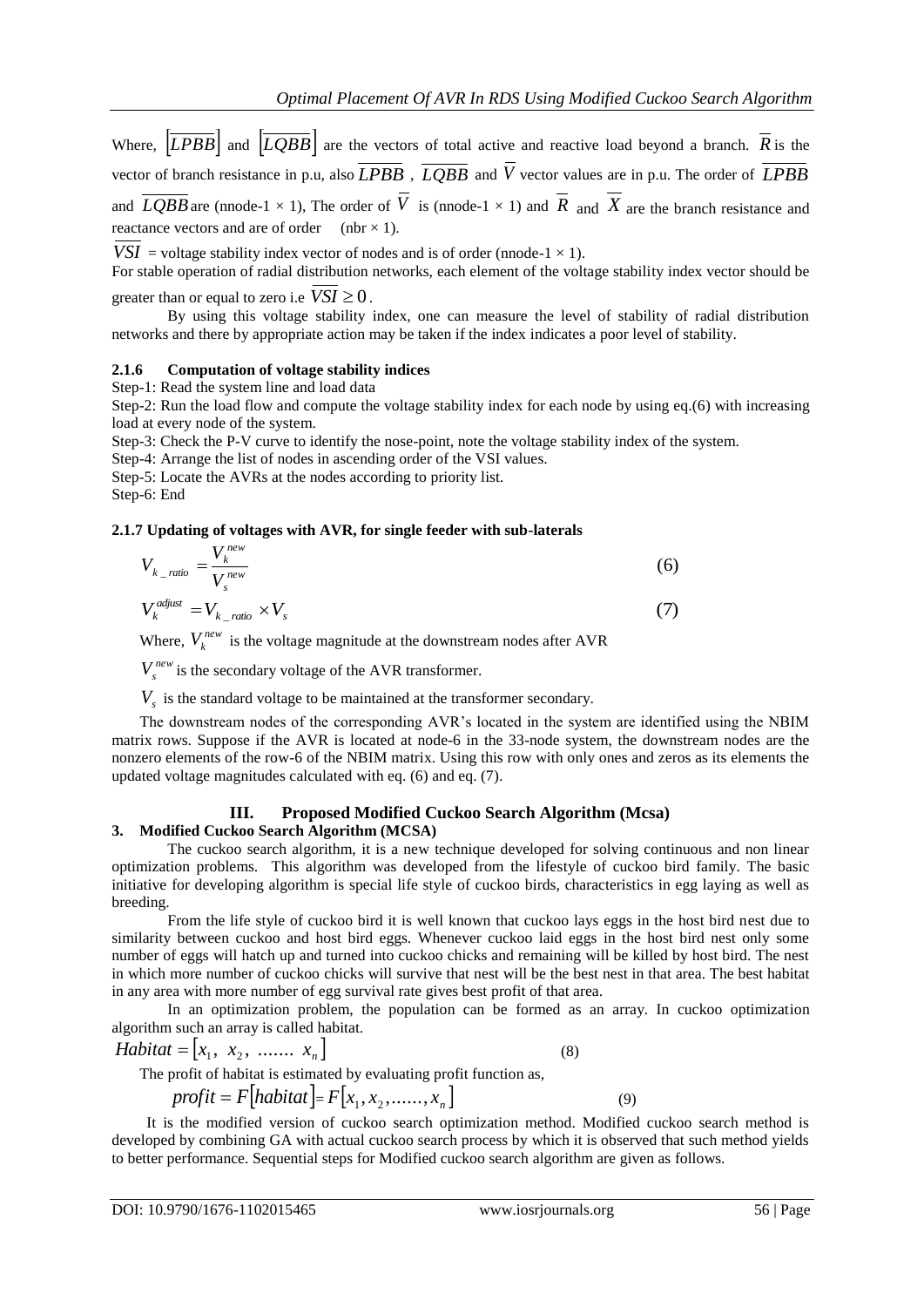Where, $\left[\overline{LPBB}\right]$ and $\left[\overline{LQBB}\right]$ are the vectors of total active and reactive load beyond a branch. $\overline{R}$ is the vector of branch resistance in p.u, also $\overline{LPBB}$ , $\overline{LQBB}$ and $\overline{V}$ vector values are in p.u. The order of $\overline{LPBB}$ and $\overline{LQBB}$ are (nnode-1 × 1), The order of $\overline{V}$ is (nnode-1 × 1) and $\overline{R}$ and $\overline{X}$ are the branch resistance and reactance vectors and are of order (nbr × 1).

$\overline{VSI}$ = voltage stability index vector of nodes and is of order (nnode-1 × 1).

For stable operation of radial distribution networks, each element of the voltage stability index vector should be greater than or equal to zero i.e $\overline{VSI} \geq 0$ .

By using this voltage stability index, one can measure the level of stability of radial distribution networks and there by appropriate action may be taken if the index indicates a poor level of stability.

#### 2.1.6 Computation of voltage stability indices

Step-1: Read the system line and load data

Step-2: Run the load flow and compute the voltage stability index for each node by using eq.(6) with increasing load at every node of the system.

Step-3: Check the P-V curve to identify the nose-point, note the voltage stability index of the system.

Step-4: Arrange the list of nodes in ascending order of the VSI values.

Step-5: Locate the AVRs at the nodes according to priority list.

Step-6: End

#### 2.1.7 Updating of voltages with AVR, for single feeder with sub-laterals

$$V_{k\_ratio} = \frac{V_k^{new}}{V_s^{new}} \tag{6}$$

$$V_k^{adjust} = V_{k\_ratio} \times V_s \tag{7}$$

Where, $V_k^{new}$ is the voltage magnitude at the downstream nodes after AVR

$V_s^{new}$ is the secondary voltage of the AVR transformer.

$V_s$ is the standard voltage to be maintained at the transformer secondary.

The downstream nodes of the corresponding AVR's located in the system are identified using the NBIM matrix rows. Suppose if the AVR is located at node-6 in the 33-node system, the downstream nodes are the nonzero elements of the row-6 of the NBIM matrix. Using this row with only ones and zeros as its elements the updated voltage magnitudes calculated with eq. (6) and eq. (7).

## III. Proposed Modified Cuckoo Search Algorithm (Mcsa)

### 3. Modified Cuckoo Search Algorithm (MCSA)

The cuckoo search algorithm, it is a new technique developed for solving continuous and non linear optimization problems. This algorithm was developed from the lifestyle of cuckoo bird family. The basic initiative for developing algorithm is special life style of cuckoo birds, characteristics in egg laying as well as breeding.

From the life style of cuckoo bird it is well known that cuckoo lays eggs in the host bird nest due to similarity between cuckoo and host bird eggs. Whenever cuckoo laid eggs in the host bird nest only some number of eggs will hatch up and turned into cuckoo chicks and remaining will be killed by host bird. The nest in which more number of cuckoo chicks will survive that nest will be the best nest in that area. The best habitat in any area with more number of egg survival rate gives best profit of that area.

In an optimization problem, the population can be formed as an array. In cuckoo optimization algorithm such an array is called habitat.

$$Habitat = [x_1,\ x_2,\ .......\ x_n] \tag{8}$$

The profit of habitat is estimated by evaluating profit function as,

$$profit = F[habitat] = F[x_1, x_2, ......, x_n] \tag{9}$$

It is the modified version of cuckoo search optimization method. Modified cuckoo search method is developed by combining GA with actual cuckoo search process by which it is observed that such method yields to better performance. Sequential steps for Modified cuckoo search algorithm are given as follows.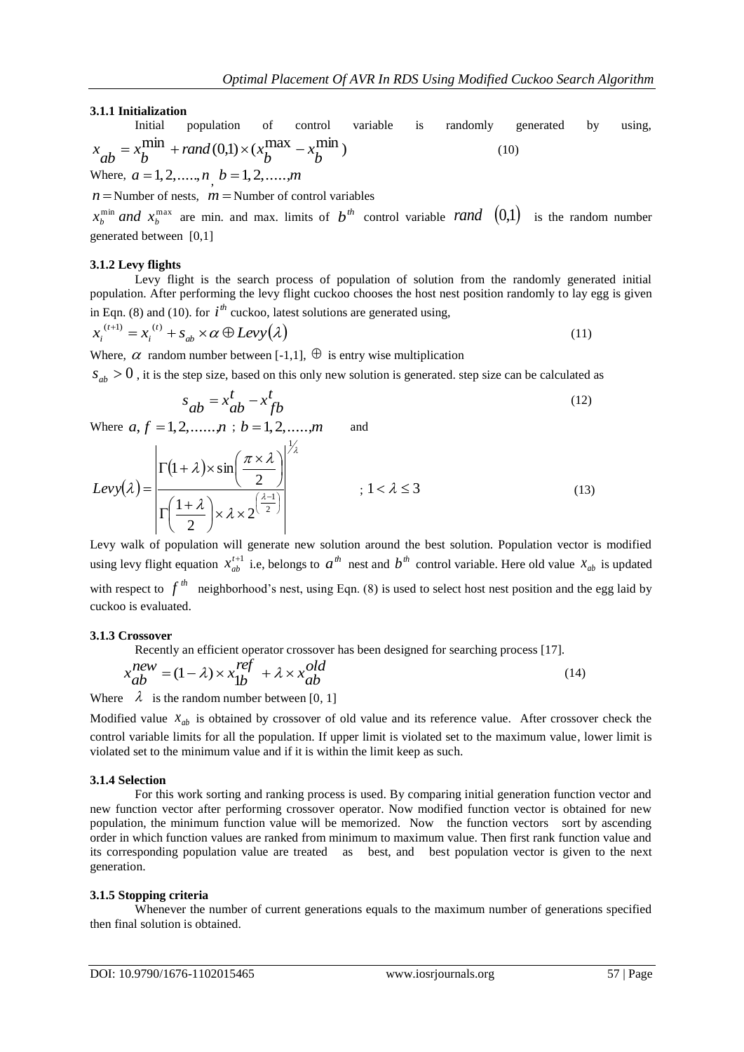### 3.1.1 Initialization

Initial population of control variable is randomly generated by using,

$$x_{ab} = x_b^{\min} + rand(0,1) \times (x_b^{\max} - x_b^{\min}) \tag{10}$$

Where, $a = 1, 2, \ldots.., n$, $b = 1, 2, \ldots.., m$

$n =$ Number of nests, $m =$ Number of control variables

$x_b^{\min}$ *and* $x_b^{\max}$ are min. and max. limits of $b^{th}$ control variable $rand\ (0,1)$ is the random number generated between [0,1]

### 3.1.2 Levy flights

Levy flight is the search process of population of solution from the randomly generated initial population. After performing the levy flight cuckoo chooses the host nest position randomly to lay egg is given in Eqn. (8) and (10). for $i^{th}$ cuckoo, latest solutions are generated using,

$$x_i^{(t+1)} = x_i^{(t)} + s_{ab} \times \alpha \oplus Levy(\lambda) \tag{11}$$

Where, $\alpha$ random number between [-1,1], $\oplus$ is entry wise multiplication

$s_{ab} > 0$ , it is the step size, based on this only new solution is generated. step size can be calculated as

$$s_{ab} = x_{ab}^t - x_{fb}^t \tag{12}$$

Where $a, f = 1, 2, \ldots\ldots, n$ ; $b = 1, 2, \ldots.., m$ and

$$Levy(\lambda) = \left| \frac{\Gamma(1+\lambda) \times \sin\left(\frac{\pi \times \lambda}{2}\right)}{\Gamma\left(\frac{1+\lambda}{2}\right) \times \lambda \times 2^{\left(\frac{\lambda-1}{2}\right)}} \right|^{1/\lambda} \quad ; 1 < \lambda \leq 3 \tag{13}$$

Levy walk of population will generate new solution around the best solution. Population vector is modified using levy flight equation $x_{ab}^{t+1}$ i.e, belongs to $a^{th}$ nest and $b^{th}$ control variable. Here old value $x_{ab}$ is updated with respect to $f^{th}$ neighborhood's nest, using Eqn. (8) is used to select host nest position and the egg laid by cuckoo is evaluated.

### 3.1.3 Crossover

Recently an efficient operator crossover has been designed for searching process [17].

$$x_{ab}^{new} = (1 - \lambda) \times x_{1b}^{ref} + \lambda \times x_{ab}^{old} \tag{14}$$

Where $\lambda$ is the random number between [0, 1]

Modified value $x_{ab}$ is obtained by crossover of old value and its reference value. After crossover check the control variable limits for all the population. If upper limit is violated set to the maximum value, lower limit is violated set to the minimum value and if it is within the limit keep as such.

### 3.1.4 Selection

For this work sorting and ranking process is used. By comparing initial generation function vector and new function vector after performing crossover operator. Now modified function vector is obtained for new population, the minimum function value will be memorized. Now the function vectors sort by ascending order in which function values are ranked from minimum to maximum value. Then first rank function value and its corresponding population value are treated as best, and best population vector is given to the next generation.

### 3.1.5 Stopping criteria

Whenever the number of current generations equals to the maximum number of generations specified then final solution is obtained.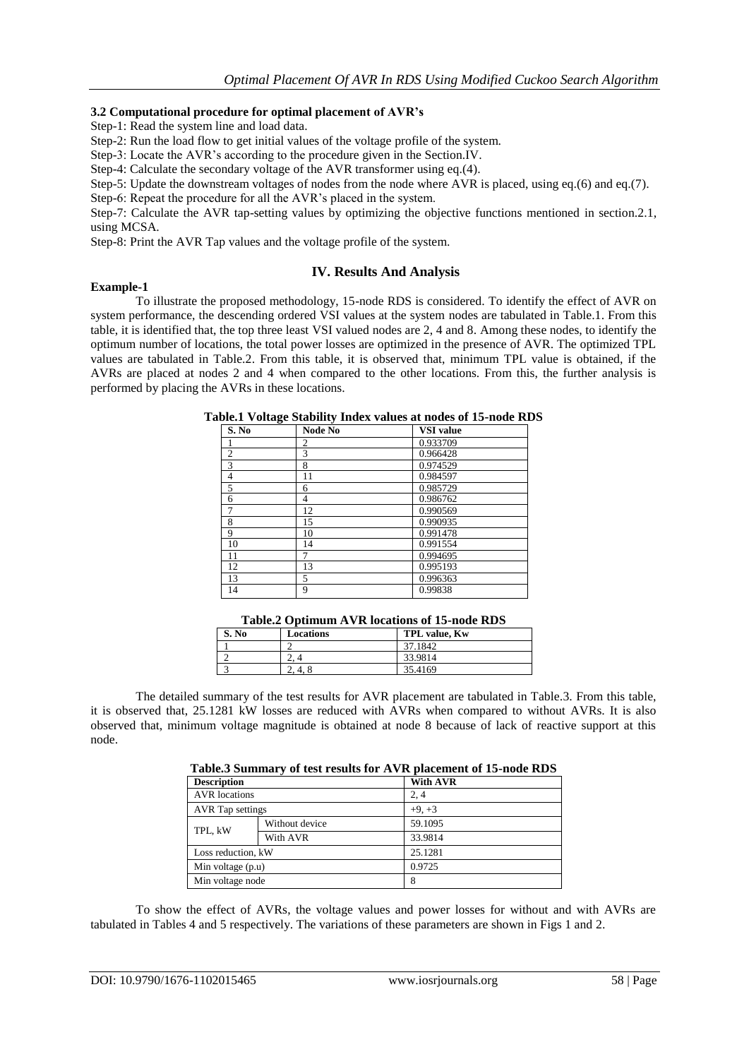### 3.2 Computational procedure for optimal placement of AVR's

Step-1: Read the system line and load data.

Step-2: Run the load flow to get initial values of the voltage profile of the system.

Step-3: Locate the AVR's according to the procedure given in the Section.IV.

Step-4: Calculate the secondary voltage of the AVR transformer using eq.(4).

Step-5: Update the downstream voltages of nodes from the node where AVR is placed, using eq.(6) and eq.(7).

Step-6: Repeat the procedure for all the AVR's placed in the system.

Step-7: Calculate the AVR tap-setting values by optimizing the objective functions mentioned in section.2.1, using MCSA.

Step-8: Print the AVR Tap values and the voltage profile of the system.

## IV. Results And Analysis

**Example-1**

To illustrate the proposed methodology, 15-node RDS is considered. To identify the effect of AVR on system performance, the descending ordered VSI values at the system nodes are tabulated in Table.1. From this table, it is identified that, the top three least VSI valued nodes are 2, 4 and 8. Among these nodes, to identify the optimum number of locations, the total power losses are optimized in the presence of AVR. The optimized TPL values are tabulated in Table.2. From this table, it is observed that, minimum TPL value is obtained, if the AVRs are placed at nodes 2 and 4 when compared to the other locations. From this, the further analysis is performed by placing the AVRs in these locations.

**Table.1 Voltage Stability Index values at nodes of 15-node RDS**

| S. No | Node No | VSI value |
|---|---|---|
| 1 | 2 | 0.933709 |
| 2 | 3 | 0.966428 |
| 3 | 8 | 0.974529 |
| 4 | 11 | 0.984597 |
| 5 | 6 | 0.985729 |
| 6 | 4 | 0.986762 |
| 7 | 12 | 0.990569 |
| 8 | 15 | 0.990935 |
| 9 | 10 | 0.991478 |
| 10 | 14 | 0.991554 |
| 11 | 7 | 0.994695 |
| 12 | 13 | 0.995193 |
| 13 | 5 | 0.996363 |
| 14 | 9 | 0.99838 |

**Table.2 Optimum AVR locations of 15-node RDS**

| S. No | Locations | TPL value, Kw |
|---|---|---|
| 1 | 2 | 37.1842 |
| 2 | 2, 4 | 33.9814 |
| 3 | 2, 4, 8 | 35.4169 |

The detailed summary of the test results for AVR placement are tabulated in Table.3. From this table, it is observed that, 25.1281 kW losses are reduced with AVRs when compared to without AVRs. It is also observed that, minimum voltage magnitude is obtained at node 8 because of lack of reactive support at this node.

**Table.3 Summary of test results for AVR placement of 15-node RDS**

| Description | | With AVR |
|---|---|---|
| AVR locations | | 2, 4 |
| AVR Tap settings | | +9, +3 |
| TPL, kW | Without device | 59.1095 |
| | With AVR | 33.9814 |
| Loss reduction, kW | | 25.1281 |
| Min voltage (p.u) | | 0.9725 |
| Min voltage node | | 8 |

To show the effect of AVRs, the voltage values and power losses for without and with AVRs are tabulated in Tables 4 and 5 respectively. The variations of these parameters are shown in Figs 1 and 2.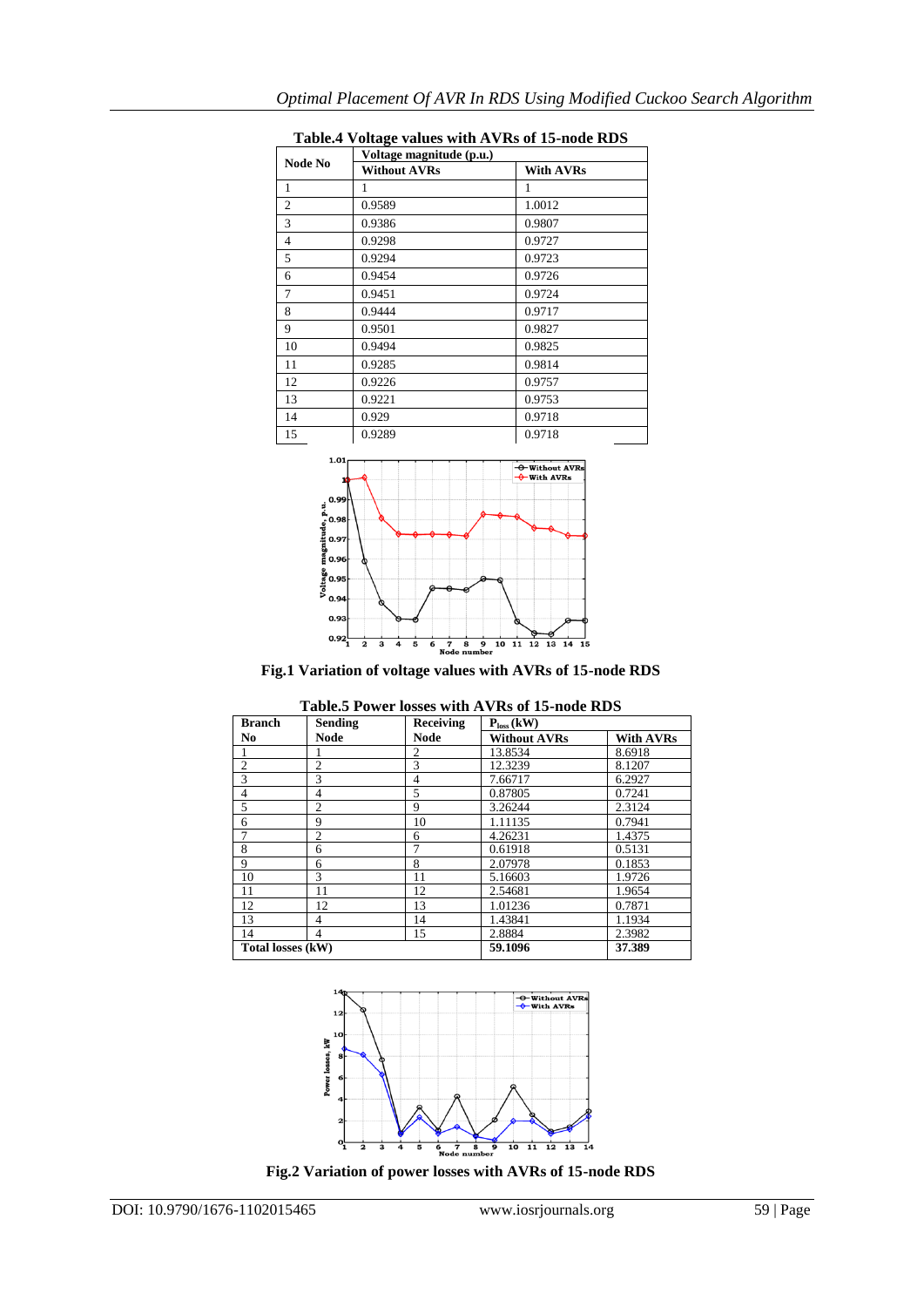**Table.4 Voltage values with AVRs of 15-node RDS**

| Node No | Voltage magnitude (p.u.) | |
|---|---|---|
| | Without AVRs | With AVRs |
| 1 | 1 | 1 |
| 2 | 0.9589 | 1.0012 |
| 3 | 0.9386 | 0.9807 |
| 4 | 0.9298 | 0.9727 |
| 5 | 0.9294 | 0.9723 |
| 6 | 0.9454 | 0.9726 |
| 7 | 0.9451 | 0.9724 |
| 8 | 0.9444 | 0.9717 |
| 9 | 0.9501 | 0.9827 |
| 10 | 0.9494 | 0.9825 |
| 11 | 0.9285 | 0.9814 |
| 12 | 0.9226 | 0.9757 |
| 13 | 0.9221 | 0.9753 |
| 14 | 0.929 | 0.9718 |
| 15 | 0.9289 | 0.9718 |

**Fig.1 Variation of voltage values with AVRs of 15-node RDS**

**Table.5 Power losses with AVRs of 15-node RDS**

| Branch No | Sending Node | Receiving Node | $P_{loss}$ (kW) | |
|---|---|---|---|---|
| | | | Without AVRs | With AVRs |
| 1 | 1 | 2 | 13.8534 | 8.6918 |
| 2 | 2 | 3 | 12.3239 | 8.1207 |
| 3 | 3 | 4 | 7.66717 | 6.2927 |
| 4 | 4 | 5 | 0.87805 | 0.7241 |
| 5 | 2 | 9 | 3.26244 | 2.3124 |
| 6 | 9 | 10 | 1.11135 | 0.7941 |
| 7 | 2 | 6 | 4.26231 | 1.4375 |
| 8 | 6 | 7 | 0.61918 | 0.5131 |
| 9 | 6 | 8 | 2.07978 | 0.1853 |
| 10 | 3 | 11 | 5.16603 | 1.9726 |
| 11 | 11 | 12 | 2.54681 | 1.9654 |
| 12 | 12 | 13 | 1.01236 | 0.7871 |
| 13 | 4 | 14 | 1.43841 | 1.1934 |
| 14 | 4 | 15 | 2.8884 | 2.3982 |
| **Total losses (kW)** | | | **59.1096** | **37.389** |

**Fig.2 Variation of power losses with AVRs of 15-node RDS**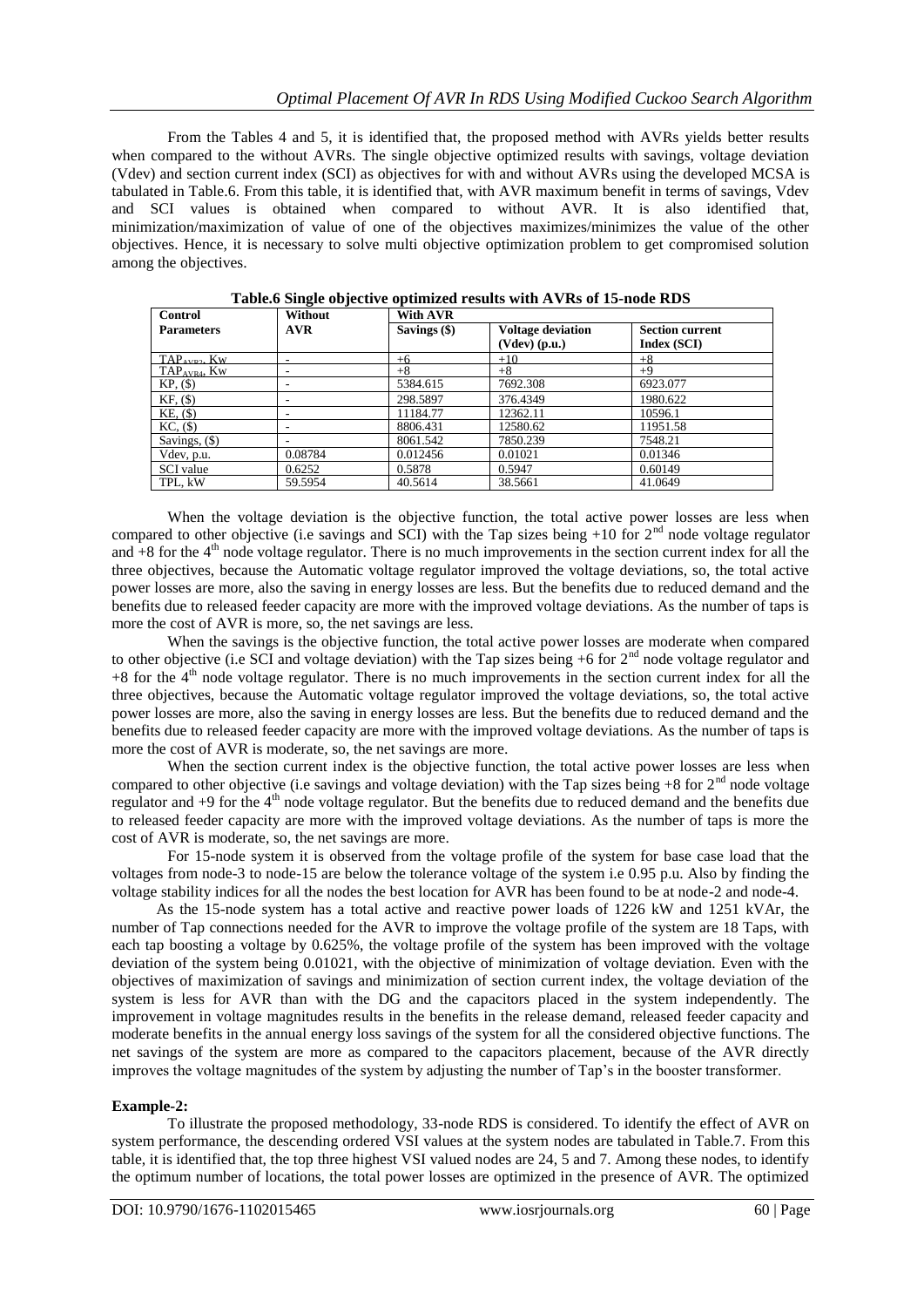From the Tables 4 and 5, it is identified that, the proposed method with AVRs yields better results when compared to the without AVRs. The single objective optimized results with savings, voltage deviation (Vdev) and section current index (SCI) as objectives for with and without AVRs using the developed MCSA is tabulated in Table.6. From this table, it is identified that, with AVR maximum benefit in terms of savings, Vdev and SCI values is obtained when compared to without AVR. It is also identified that, minimization/maximization of value of one of the objectives maximizes/minimizes the value of the other objectives. Hence, it is necessary to solve multi objective optimization problem to get compromised solution among the objectives.

**Table.6 Single objective optimized results with AVRs of 15-node RDS**

| Control Parameters | Without AVR | With AVR | | |
|---|---|---|---|---|
| | | Savings ($) | Voltage deviation (Vdev) (p.u.) | Section current Index (SCI) |
| $TAP_{AVR2}$, Kw | - | +6 | +10 | +8 |
| $TAP_{AVR4}$, Kw | - | +8 | +8 | +9 |
| KP, ($) | - | 5384.615 | 7692.308 | 6923.077 |
| KF, ($) | - | 298.5897 | 376.4349 | 1980.622 |
| KE, ($) | - | 11184.77 | 12362.11 | 10596.1 |
| KC, ($) | - | 8806.431 | 12580.62 | 11951.58 |
| Savings, ($) | - | 8061.542 | 7850.239 | 7548.21 |
| Vdev, p.u. | 0.08784 | 0.012456 | 0.01021 | 0.01346 |
| SCI value | 0.6252 | 0.5878 | 0.5947 | 0.60149 |
| TPL, kW | 59.5954 | 40.5614 | 38.5661 | 41.0649 |

When the voltage deviation is the objective function, the total active power losses are less when compared to other objective (i.e savings and SCI) with the Tap sizes being +10 for 2[nd] node voltage regulator and +8 for the 4[th] node voltage regulator. There is no much improvements in the section current index for all the three objectives, because the Automatic voltage regulator improved the voltage deviations, so, the total active power losses are more, also the saving in energy losses are less. But the benefits due to reduced demand and the benefits due to released feeder capacity are more with the improved voltage deviations. As the number of taps is more the cost of AVR is more, so, the net savings are less.

When the savings is the objective function, the total active power losses are moderate when compared to other objective (i.e SCI and voltage deviation) with the Tap sizes being +6 for 2[nd] node voltage regulator and +8 for the 4[th] node voltage regulator. There is no much improvements in the section current index for all the three objectives, because the Automatic voltage regulator improved the voltage deviations, so, the total active power losses are more, also the saving in energy losses are less. But the benefits due to reduced demand and the benefits due to released feeder capacity are more with the improved voltage deviations. As the number of taps is more the cost of AVR is moderate, so, the net savings are more.

When the section current index is the objective function, the total active power losses are less when compared to other objective (i.e savings and voltage deviation) with the Tap sizes being +8 for 2[nd] node voltage regulator and +9 for the 4[th] node voltage regulator. But the benefits due to reduced demand and the benefits due to released feeder capacity are more with the improved voltage deviations. As the number of taps is more the cost of AVR is moderate, so, the net savings are more.

For 15-node system it is observed from the voltage profile of the system for base case load that the voltages from node-3 to node-15 are below the tolerance voltage of the system i.e 0.95 p.u. Also by finding the voltage stability indices for all the nodes the best location for AVR has been found to be at node-2 and node-4.

As the 15-node system has a total active and reactive power loads of 1226 kW and 1251 kVAr, the number of Tap connections needed for the AVR to improve the voltage profile of the system are 18 Taps, with each tap boosting a voltage by 0.625%, the voltage profile of the system has been improved with the voltage deviation of the system being 0.01021, with the objective of minimization of voltage deviation. Even with the objectives of maximization of savings and minimization of section current index, the voltage deviation of the system is less for AVR than with the DG and the capacitors placed in the system independently. The improvement in voltage magnitudes results in the benefits in the release demand, released feeder capacity and moderate benefits in the annual energy loss savings of the system for all the considered objective functions. The net savings of the system are more as compared to the capacitors placement, because of the AVR directly improves the voltage magnitudes of the system by adjusting the number of Tap's in the booster transformer.

**Example-2:**

To illustrate the proposed methodology, 33-node RDS is considered. To identify the effect of AVR on system performance, the descending ordered VSI values at the system nodes are tabulated in Table.7. From this table, it is identified that, the top three highest VSI valued nodes are 24, 5 and 7. Among these nodes, to identify the optimum number of locations, the total power losses are optimized in the presence of AVR. The optimized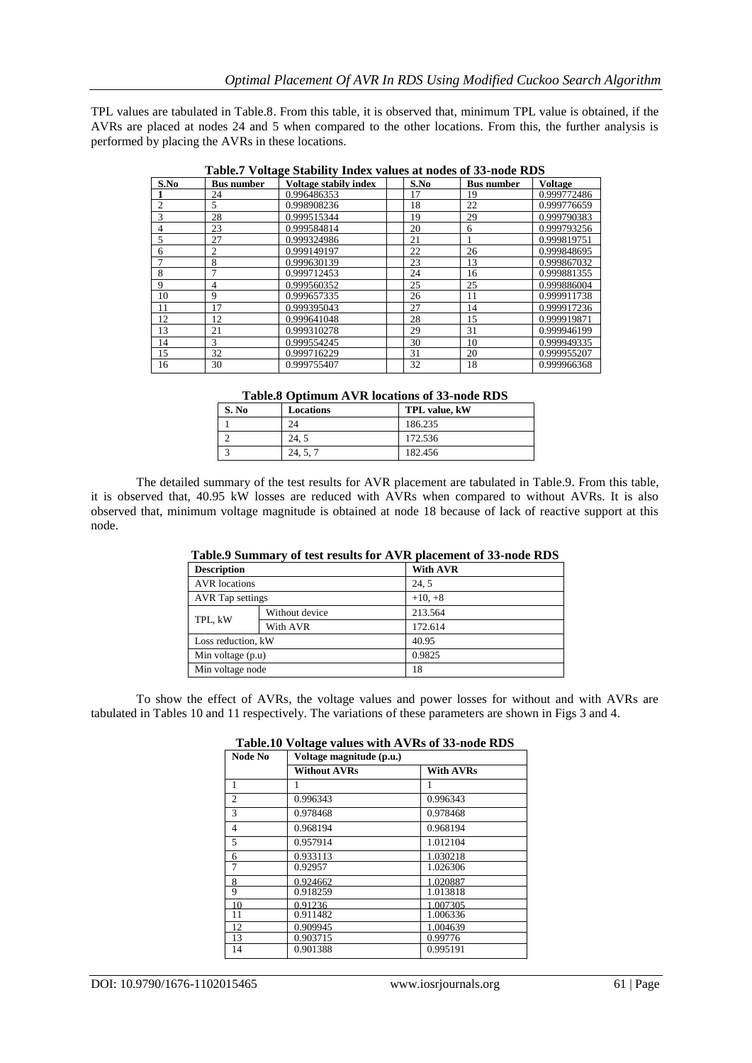TPL values are tabulated in Table.8. From this table, it is observed that, minimum TPL value is obtained, if the AVRs are placed at nodes 24 and 5 when compared to the other locations. From this, the further analysis is performed by placing the AVRs in these locations.

**Table.7 Voltage Stability Index values at nodes of 33-node RDS**

| S.No | Bus number | Voltage stabily index | S.No | Bus number | Voltage |
|---|---|---|---|---|---|
| 1 | 24 | 0.996486353 | 17 | 19 | 0.999772486 |
| 2 | 5 | 0.998908236 | 18 | 22 | 0.999776659 |
| 3 | 28 | 0.999515344 | 19 | 29 | 0.999790383 |
| 4 | 23 | 0.999584814 | 20 | 6 | 0.999793256 |
| 5 | 27 | 0.999324986 | 21 | 1 | 0.999819751 |
| 6 | 2 | 0.999149197 | 22 | 26 | 0.999848695 |
| 7 | 8 | 0.999630139 | 23 | 13 | 0.999867032 |
| 8 | 7 | 0.999712453 | 24 | 16 | 0.999881355 |
| 9 | 4 | 0.999560352 | 25 | 25 | 0.999886004 |
| 10 | 9 | 0.999657335 | 26 | 11 | 0.999911738 |
| 11 | 17 | 0.999395043 | 27 | 14 | 0.999917236 |
| 12 | 12 | 0.999641048 | 28 | 15 | 0.999919871 |
| 13 | 21 | 0.999310278 | 29 | 31 | 0.999946199 |
| 14 | 3 | 0.999554245 | 30 | 10 | 0.999949335 |
| 15 | 32 | 0.999716229 | 31 | 20 | 0.999955207 |
| 16 | 30 | 0.999755407 | 32 | 18 | 0.999966368 |

**Table.8 Optimum AVR locations of 33-node RDS**

| S. No | Locations | TPL value, kW |
|---|---|---|
| 1 | 24 | 186.235 |
| 2 | 24, 5 | 172.536 |
| 3 | 24, 5, 7 | 182.456 |

The detailed summary of the test results for AVR placement are tabulated in Table.9. From this table, it is observed that, 40.95 kW losses are reduced with AVRs when compared to without AVRs. It is also observed that, minimum voltage magnitude is obtained at node 18 because of lack of reactive support at this node.

**Table.9 Summary of test results for AVR placement of 33-node RDS**

| Description | | With AVR |
|---|---|---|
| AVR locations | | 24, 5 |
| AVR Tap settings | | +10, +8 |
| TPL, kW | Without device | 213.564 |
| | With AVR | 172.614 |
| Loss reduction, kW | | 40.95 |
| Min voltage (p.u) | | 0.9825 |
| Min voltage node | | 18 |

To show the effect of AVRs, the voltage values and power losses for without and with AVRs are tabulated in Tables 10 and 11 respectively. The variations of these parameters are shown in Figs 3 and 4.

**Table.10 Voltage values with AVRs of 33-node RDS**

| Node No | Voltage magnitude (p.u.) | |
|---|---|---|
| | Without AVRs | With AVRs |
| 1 | 1 | 1 |
| 2 | 0.996343 | 0.996343 |
| 3 | 0.978468 | 0.978468 |
| 4 | 0.968194 | 0.968194 |
| 5 | 0.957914 | 1.012104 |
| 6 | 0.933113 | 1.030218 |
| 7 | 0.92957 | 1.026306 |
| 8 | 0.924662 | 1.020887 |
| 9 | 0.918259 | 1.013818 |
| 10 | 0.91236 | 1.007305 |
| 11 | 0.911482 | 1.006336 |
| 12 | 0.909945 | 1.004639 |
| 13 | 0.903715 | 0.99776 |
| 14 | 0.901388 | 0.995191 |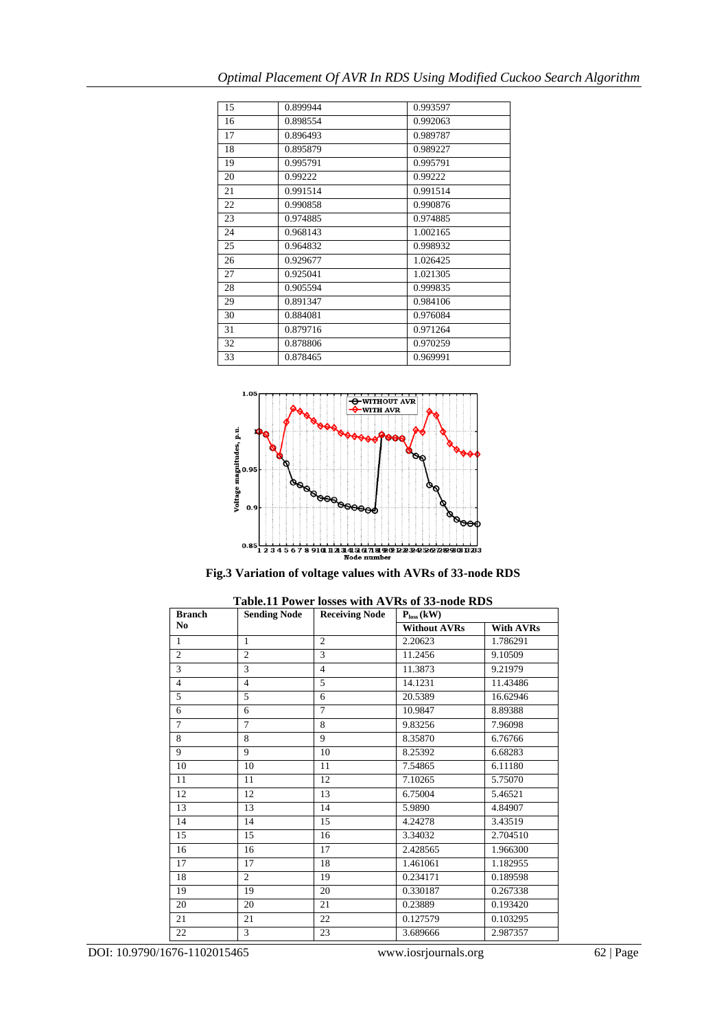| 15 | 0.899944 | 0.993597 |
|---|---|---|
| 16 | 0.898554 | 0.992063 |
| 17 | 0.896493 | 0.989787 |
| 18 | 0.895879 | 0.989227 |
| 19 | 0.995791 | 0.995791 |
| 20 | 0.99222 | 0.99222 |
| 21 | 0.991514 | 0.991514 |
| 22 | 0.990858 | 0.990876 |
| 23 | 0.974885 | 0.974885 |
| 24 | 0.968143 | 1.002165 |
| 25 | 0.964832 | 0.998932 |
| 26 | 0.929677 | 1.026425 |
| 27 | 0.925041 | 1.021305 |
| 28 | 0.905594 | 0.999835 |
| 29 | 0.891347 | 0.984106 |
| 30 | 0.884081 | 0.976084 |
| 31 | 0.879716 | 0.971264 |
| 32 | 0.878806 | 0.970259 |
| 33 | 0.878465 | 0.969991 |

**Fig.3 Variation of voltage values with AVRs of 33-node RDS**

**Table.11 Power losses with AVRs of 33-node RDS**

| Branch No | Sending Node | Receiving Node | $P_{loss}$ (kW) | |
|---|---|---|---|---|
| | | | **Without AVRs** | **With AVRs** |
| 1 | 1 | 2 | 2.20623 | 1.786291 |
| 2 | 2 | 3 | 11.2456 | 9.10509 |
| 3 | 3 | 4 | 11.3873 | 9.21979 |
| 4 | 4 | 5 | 14.1231 | 11.43486 |
| 5 | 5 | 6 | 20.5389 | 16.62946 |
| 6 | 6 | 7 | 10.9847 | 8.89388 |
| 7 | 7 | 8 | 9.83256 | 7.96098 |
| 8 | 8 | 9 | 8.35870 | 6.76766 |
| 9 | 9 | 10 | 8.25392 | 6.68283 |
| 10 | 10 | 11 | 7.54865 | 6.11180 |
| 11 | 11 | 12 | 7.10265 | 5.75070 |
| 12 | 12 | 13 | 6.75004 | 5.46521 |
| 13 | 13 | 14 | 5.9890 | 4.84907 |
| 14 | 14 | 15 | 4.24278 | 3.43519 |
| 15 | 15 | 16 | 3.34032 | 2.704510 |
| 16 | 16 | 17 | 2.428565 | 1.966300 |
| 17 | 17 | 18 | 1.461061 | 1.182955 |
| 18 | 2 | 19 | 0.234171 | 0.189598 |
| 19 | 19 | 20 | 0.330187 | 0.267338 |
| 20 | 20 | 21 | 0.23889 | 0.193420 |
| 21 | 21 | 22 | 0.127579 | 0.103295 |
| 22 | 3 | 23 | 3.689666 | 2.987357 |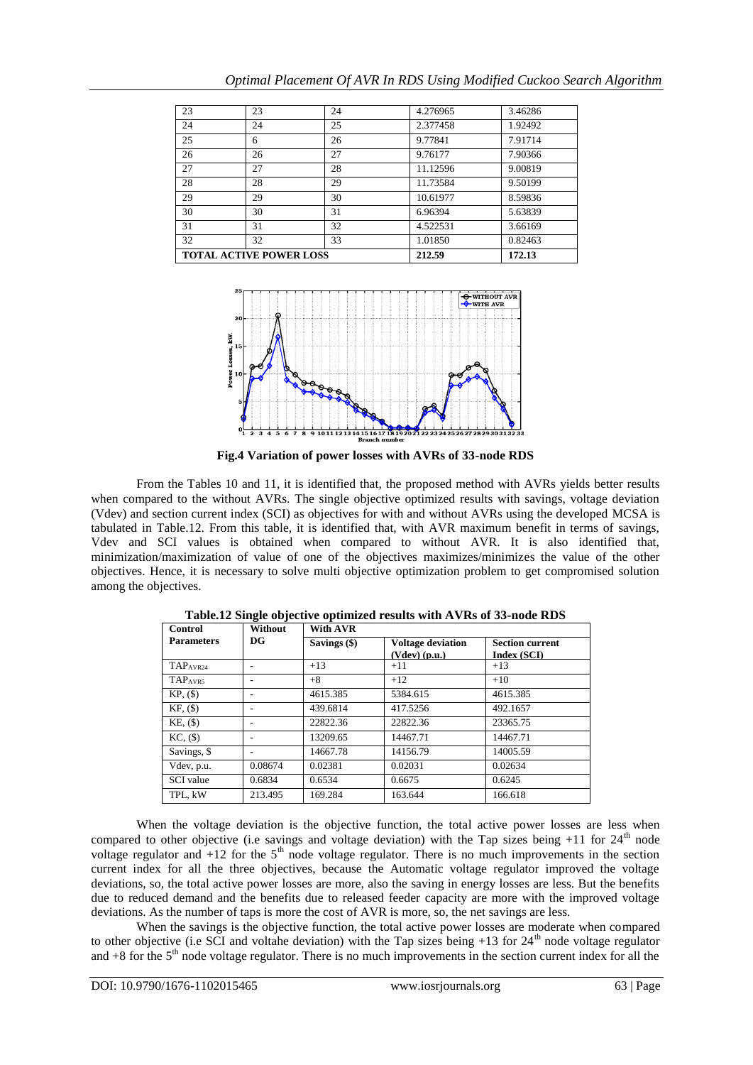| 23 | 23 | 24 | 4.276965 | 3.46286 |
|---|---|---|---|---|
| 24 | 24 | 25 | 2.377458 | 1.92492 |
| 25 | 6 | 26 | 9.77841 | 7.91714 |
| 26 | 26 | 27 | 9.76177 | 7.90366 |
| 27 | 27 | 28 | 11.12596 | 9.00819 |
| 28 | 28 | 29 | 11.73584 | 9.50199 |
| 29 | 29 | 30 | 10.61977 | 8.59836 |
| 30 | 30 | 31 | 6.96394 | 5.63839 |
| 31 | 31 | 32 | 4.522531 | 3.66169 |
| 32 | 32 | 33 | 1.01850 | 0.82463 |
| **TOTAL ACTIVE POWER LOSS** | | | **212.59** | **172.13** |

**Fig.4 Variation of power losses with AVRs of 33-node RDS**

From the Tables 10 and 11, it is identified that, the proposed method with AVRs yields better results when compared to the without AVRs. The single objective optimized results with savings, voltage deviation (Vdev) and section current index (SCI) as objectives for with and without AVRs using the developed MCSA is tabulated in Table.12. From this table, it is identified that, with AVR maximum benefit in terms of savings, Vdev and SCI values is obtained when compared to without AVR. It is also identified that, minimization/maximization of value of one of the objectives maximizes/minimizes the value of the other objectives. Hence, it is necessary to solve multi objective optimization problem to get compromised solution among the objectives.

**Table.12 Single objective optimized results with AVRs of 33-node RDS**

| Control Parameters | Without DG | With AVR | | |
|---|---|---|---|---|
| | | Savings ($) | Voltage deviation (Vdev) (p.u.) | Section current Index (SCI) |
| $TAP_{AVR24}$ | - | +13 | +11 | +13 |
| $TAP_{AVR5}$ | - | +8 | +12 | +10 |
| KP, ($) | - | 4615.385 | 5384.615 | 4615.385 |
| KF, ($) | - | 439.6814 | 417.5256 | 492.1657 |
| KE, ($) | - | 22822.36 | 22822.36 | 23365.75 |
| KC, ($) | - | 13209.65 | 14467.71 | 14467.71 |
| Savings, $ | - | 14667.78 | 14156.79 | 14005.59 |
| Vdev, p.u. | 0.08674 | 0.02381 | 0.02031 | 0.02634 |
| SCI value | 0.6834 | 0.6534 | 0.6675 | 0.6245 |
| TPL, kW | 213.495 | 169.284 | 163.644 | 166.618 |

When the voltage deviation is the objective function, the total active power losses are less when compared to other objective (i.e savings and voltage deviation) with the Tap sizes being +11 for 24[th] node voltage regulator and +12 for the 5[th] node voltage regulator. There is no much improvements in the section current index for all the three objectives, because the Automatic voltage regulator improved the voltage deviations, so, the total active power losses are more, also the saving in energy losses are less. But the benefits due to reduced demand and the benefits due to released feeder capacity are more with the improved voltage deviations. As the number of taps is more the cost of AVR is more, so, the net savings are less.

When the savings is the objective function, the total active power losses are moderate when compared to other objective (i.e SCI and voltahe deviation) with the Tap sizes being +13 for 24[th] node voltage regulator and +8 for the 5[th] node voltage regulator. There is no much improvements in the section current index for all the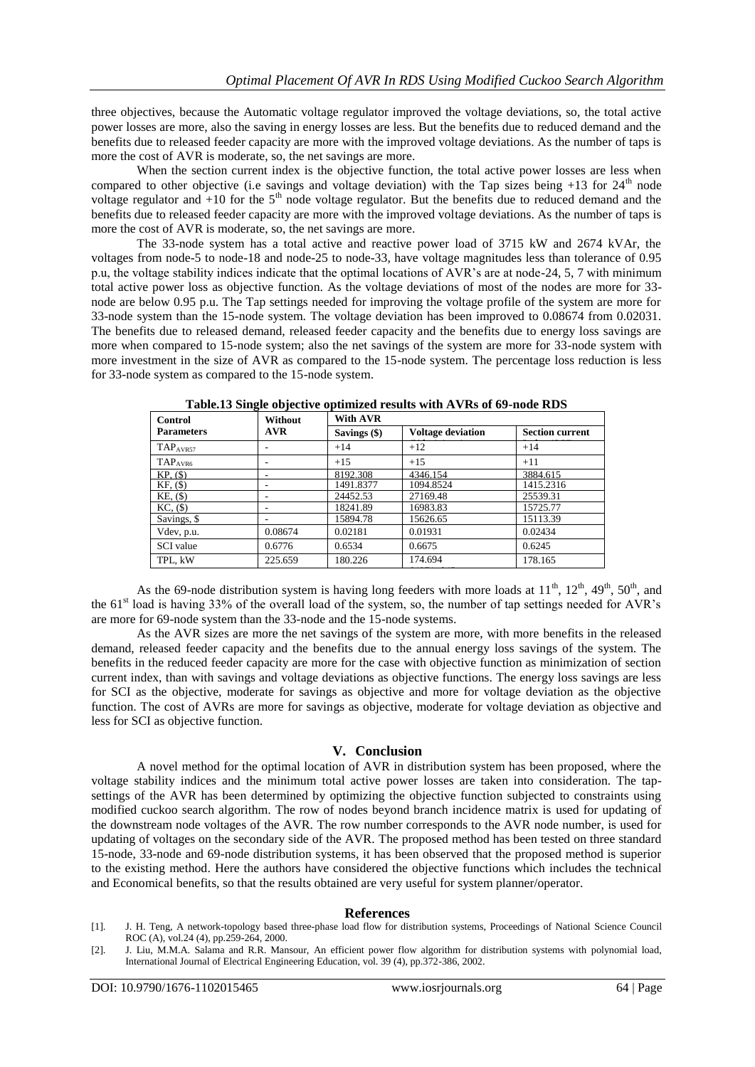three objectives, because the Automatic voltage regulator improved the voltage deviations, so, the total active power losses are more, also the saving in energy losses are less. But the benefits due to reduced demand and the benefits due to released feeder capacity are more with the improved voltage deviations. As the number of taps is more the cost of AVR is moderate, so, the net savings are more.

When the section current index is the objective function, the total active power losses are less when compared to other objective (i.e savings and voltage deviation) with the Tap sizes being +13 for 24th node voltage regulator and +10 for the 5th node voltage regulator. But the benefits due to reduced demand and the benefits due to released feeder capacity are more with the improved voltage deviations. As the number of taps is more the cost of AVR is moderate, so, the net savings are more.

The 33-node system has a total active and reactive power load of 3715 kW and 2674 kVAr, the voltages from node-5 to node-18 and node-25 to node-33, have voltage magnitudes less than tolerance of 0.95 p.u, the voltage stability indices indicate that the optimal locations of AVR's are at node-24, 5, 7 with minimum total active power loss as objective function. As the voltage deviations of most of the nodes are more for 33-node are below 0.95 p.u. The Tap settings needed for improving the voltage profile of the system are more for 33-node system than the 15-node system. The voltage deviation has been improved to 0.08674 from 0.02031. The benefits due to released demand, released feeder capacity and the benefits due to energy loss savings are more when compared to 15-node system; also the net savings of the system are more for 33-node system with more investment in the size of AVR as compared to the 15-node system. The percentage loss reduction is less for 33-node system as compared to the 15-node system.

**Table.13 Single objective optimized results with AVRs of 69-node RDS**

| Control Parameters | Without AVR | With AVR | | |
|---|---|---|---|---|
| | | Savings ($) | Voltage deviation | Section current |
| $TAP_{AVR57}$ | - | +14 | +12 | +14 |
| $TAP_{AVR6}$ | - | +15 | +15 | +11 |
| KP, ($) | - | 8192.308 | 4346.154 | 3884.615 |
| KF, ($) | - | 1491.8377 | 1094.8524 | 1415.2316 |
| KE, ($) | - | 24452.53 | 27169.48 | 25539.31 |
| KC, ($) | - | 18241.89 | 16983.83 | 15725.77 |
| Savings, $ | - | 15894.78 | 15626.65 | 15113.39 |
| Vdev, p.u. | 0.08674 | 0.02181 | 0.01931 | 0.02434 |
| SCI value | 0.6776 | 0.6534 | 0.6675 | 0.6245 |
| TPL, kW | 225.659 | 180.226 | 174.694 | 178.165 |

As the 69-node distribution system is having long feeders with more loads at 11th, 12th, 49th, 50th, and the 61st load is having 33% of the overall load of the system, so, the number of tap settings needed for AVR's are more for 69-node system than the 33-node and the 15-node systems.

As the AVR sizes are more the net savings of the system are more, with more benefits in the released demand, released feeder capacity and the benefits due to the annual energy loss savings of the system. The benefits in the reduced feeder capacity are more for the case with objective function as minimization of section current index, than with savings and voltage deviations as objective functions. The energy loss savings are less for SCI as the objective, moderate for savings as objective and more for voltage deviation as the objective function. The cost of AVRs are more for savings as objective, moderate for voltage deviation as objective and less for SCI as objective function.

## V. Conclusion

A novel method for the optimal location of AVR in distribution system has been proposed, where the voltage stability indices and the minimum total active power losses are taken into consideration. The tap-settings of the AVR has been determined by optimizing the objective function subjected to constraints using modified cuckoo search algorithm. The row of nodes beyond branch incidence matrix is used for updating of the downstream node voltages of the AVR. The row number corresponds to the AVR node number, is used for updating of voltages on the secondary side of the AVR. The proposed method has been tested on three standard 15-node, 33-node and 69-node distribution systems, it has been observed that the proposed method is superior to the existing method. Here the authors have considered the objective functions which includes the technical and Economical benefits, so that the results obtained are very useful for system planner/operator.

## References

[1]. J. H. Teng, A network-topology based three-phase load flow for distribution systems, Proceedings of National Science Council ROC (A), vol.24 (4), pp.259-264, 2000.

[2]. J. Liu, M.M.A. Salama and R.R. Mansour, An efficient power flow algorithm for distribution systems with polynomial load, International Journal of Electrical Engineering Education, vol. 39 (4), pp.372-386, 2002.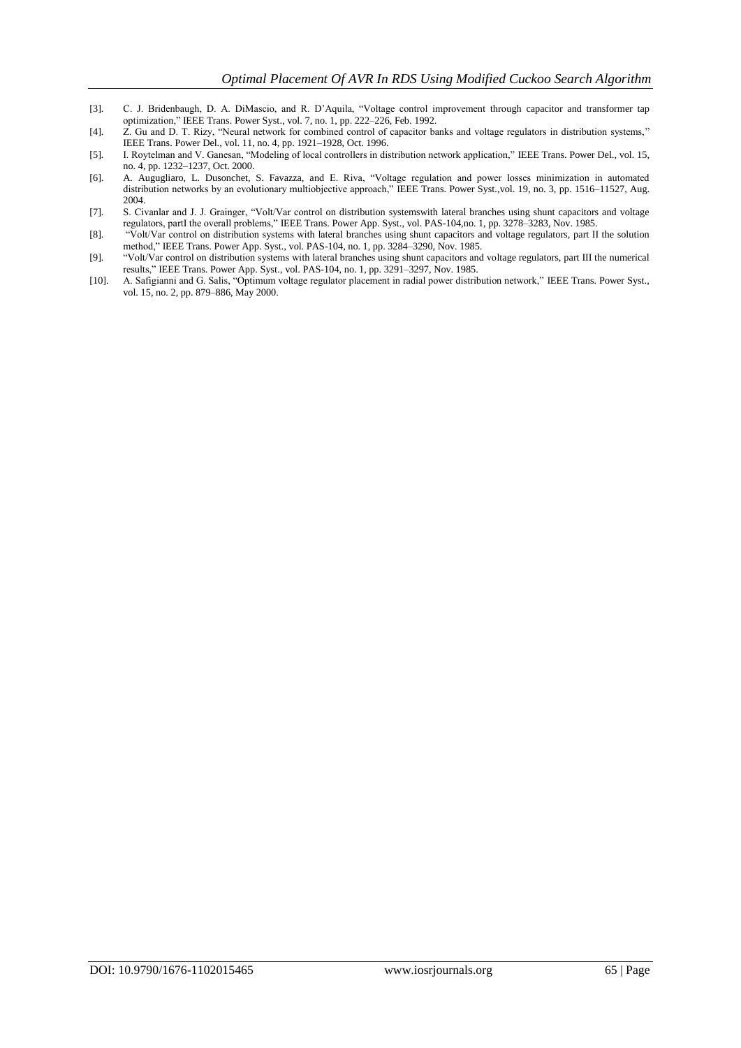[3]. C. J. Bridenbaugh, D. A. DiMascio, and R. D'Aquila, "Voltage control improvement through capacitor and transformer tap optimization," IEEE Trans. Power Syst., vol. 7, no. 1, pp. 222–226, Feb. 1992.

[4]. Z. Gu and D. T. Rizy, "Neural network for combined control of capacitor banks and voltage regulators in distribution systems," IEEE Trans. Power Del., vol. 11, no. 4, pp. 1921–1928, Oct. 1996.

[5]. I. Roytelman and V. Ganesan, "Modeling of local controllers in distribution network application," IEEE Trans. Power Del., vol. 15, no. 4, pp. 1232–1237, Oct. 2000.

[6]. A. Augugliaro, L. Dusonchet, S. Favazza, and E. Riva, "Voltage regulation and power losses minimization in automated distribution networks by an evolutionary multiobjective approach," IEEE Trans. Power Syst.,vol. 19, no. 3, pp. 1516–11527, Aug. 2004.

[7]. S. Civanlar and J. J. Grainger, "Volt/Var control on distribution systemswith lateral branches using shunt capacitors and voltage regulators, partI the overall problems," IEEE Trans. Power App. Syst., vol. PAS-104,no. 1, pp. 3278–3283, Nov. 1985.

[8]. "Volt/Var control on distribution systems with lateral branches using shunt capacitors and voltage regulators, part II the solution method," IEEE Trans. Power App. Syst., vol. PAS-104, no. 1, pp. 3284–3290, Nov. 1985.

[9]. "Volt/Var control on distribution systems with lateral branches using shunt capacitors and voltage regulators, part III the numerical results," IEEE Trans. Power App. Syst., vol. PAS-104, no. 1, pp. 3291–3297, Nov. 1985.

[10]. A. Safigianni and G. Salis, "Optimum voltage regulator placement in radial power distribution network," IEEE Trans. Power Syst., vol. 15, no. 2, pp. 879–886, May 2000.